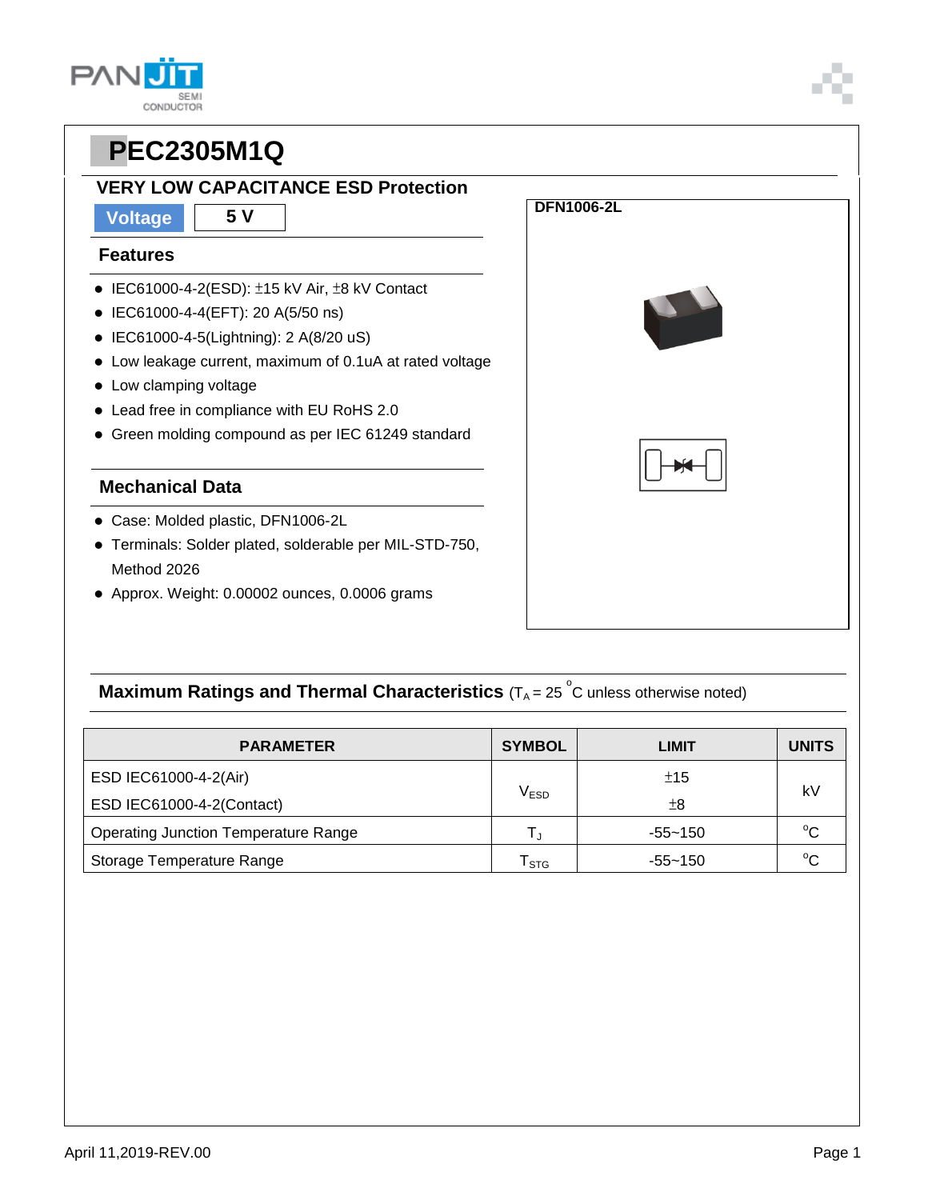# PEC2305M1Q

## VERY LOW CAPACITANCE ESD Protection

| Voltage | 5 V |
|---|---|

### Features

- IEC61000-4-2(ESD): ±15 kV Air, ±8 kV Contact
- IEC61000-4-4(EFT): 20 A(5/50 ns)
- IEC61000-4-5(Lightning): 2 A(8/20 uS)
- Low leakage current, maximum of 0.1uA at rated voltage
- Low clamping voltage
- Lead free in compliance with EU RoHS 2.0
- Green molding compound as per IEC 61249 standard

### Mechanical Data

- Case: Molded plastic, DFN1006-2L
- Terminals: Solder plated, solderable per MIL-STD-750, Method 2026
- Approx. Weight: 0.00002 ounces, 0.0006 grams

**DFN1006-2L**

## Maximum Ratings and Thermal Characteristics ($T_A$ = 25 °C unless otherwise noted)

| PARAMETER | SYMBOL | LIMIT | UNITS |
|---|---|---|---|
| ESD IEC61000-4-2(Air) | $V_{ESD}$ | ±15 | kV |
| ESD IEC61000-4-2(Contact) | | ±8 | |
| Operating Junction Temperature Range | $T_J$ | -55~150 | °C |
| Storage Temperature Range | $T_{STG}$ | -55~150 | °C |

April 11,2019-REV.00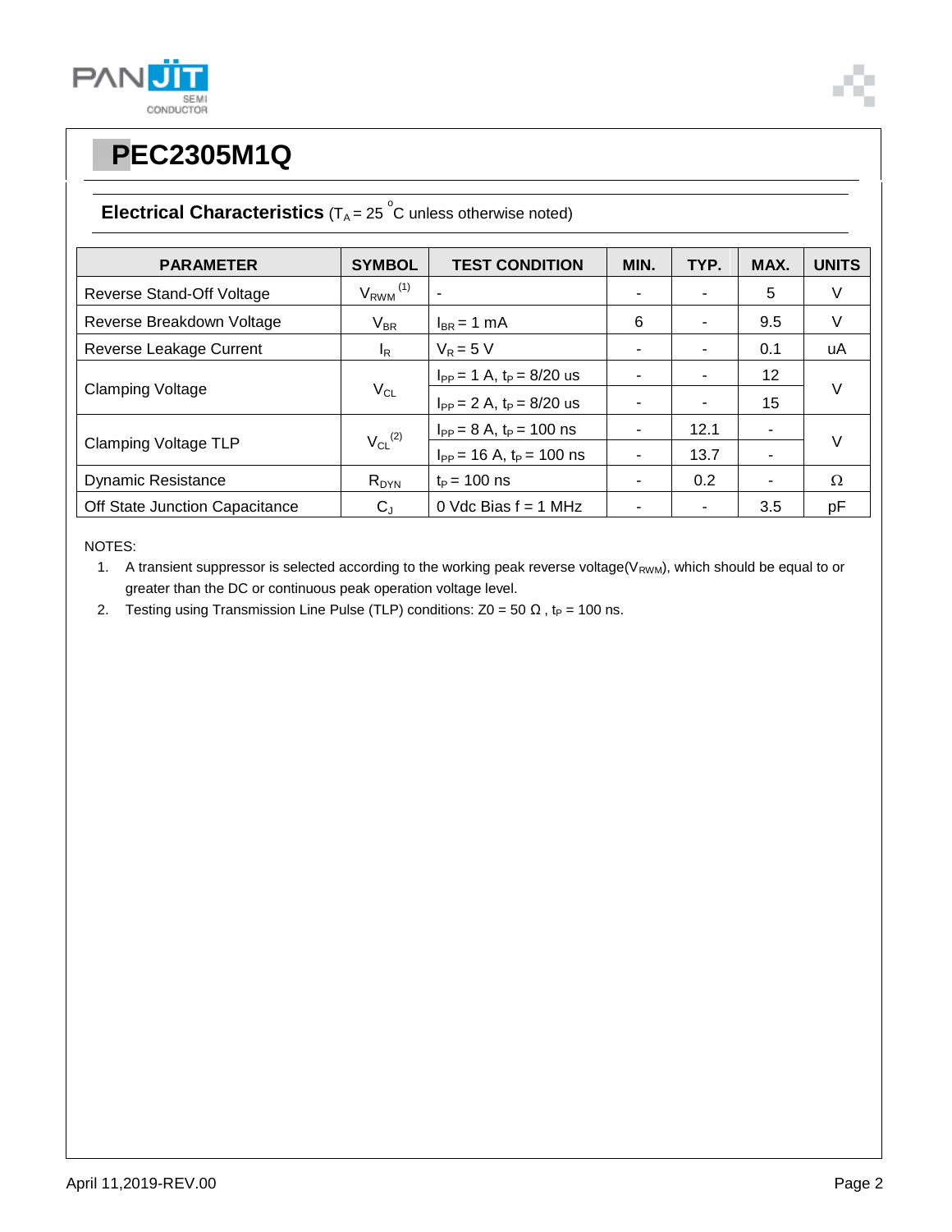# PEC2305M1Q

## Electrical Characteristics ($T_A$ = 25 °C unless otherwise noted)

| PARAMETER | SYMBOL | TEST CONDITION | MIN. | TYP. | MAX. | UNITS |
|---|---|---|---|---|---|---|
| Reverse Stand-Off Voltage | $V_{RWM}$ (1) | - | - | - | 5 | V |
| Reverse Breakdown Voltage | $V_{BR}$ | $I_{BR}$ = 1 mA | 6 | - | 9.5 | V |
| Reverse Leakage Current | $I_R$ | $V_R$ = 5 V | - | - | 0.1 | uA |
| Clamping Voltage | $V_{CL}$ | $I_{PP}$ = 1 A, $t_P$ = 8/20 us | - | - | 12 | V |
| | | $I_{PP}$ = 2 A, $t_P$ = 8/20 us | - | - | 15 | |
| Clamping Voltage TLP | $V_{CL}$ (2) | $I_{PP}$ = 8 A, $t_P$ = 100 ns | - | 12.1 | - | V |
| | | $I_{PP}$ = 16 A, $t_P$ = 100 ns | - | 13.7 | - | |
| Dynamic Resistance | $R_{DYN}$ | $t_P$ = 100 ns | - | 0.2 | - | Ω |
| Off State Junction Capacitance | $C_J$ | 0 Vdc Bias f = 1 MHz | - | - | 3.5 | pF |

NOTES:

1. A transient suppressor is selected according to the working peak reverse voltage($V_{RWM}$), which should be equal to or greater than the DC or continuous peak operation voltage level.
2. Testing using Transmission Line Pulse (TLP) conditions: Z0 = 50 Ω , $t_P$ = 100 ns.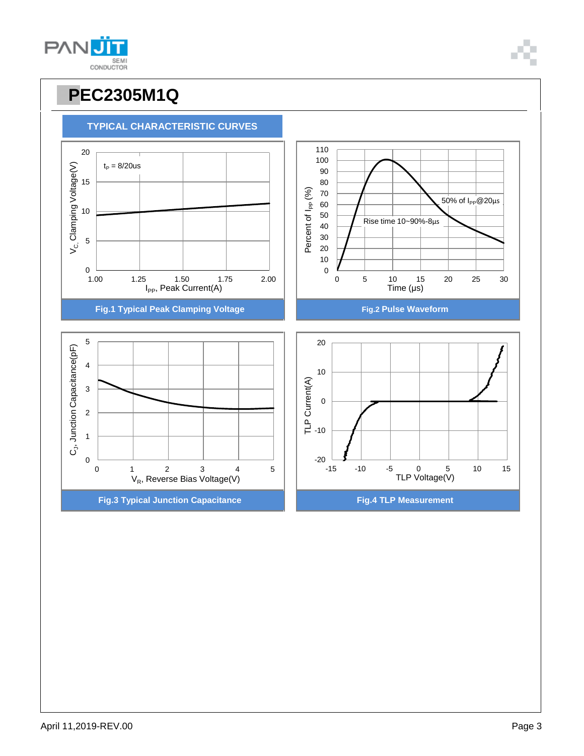# PEC2305M1Q

## TYPICAL CHARACTERISTIC CURVES

Fig.1 Typical Peak Clamping Voltage

Fig.2 Pulse Waveform

Fig.3 Typical Junction Capacitance

Fig.4 TLP Measurement

April 11,2019-REV.00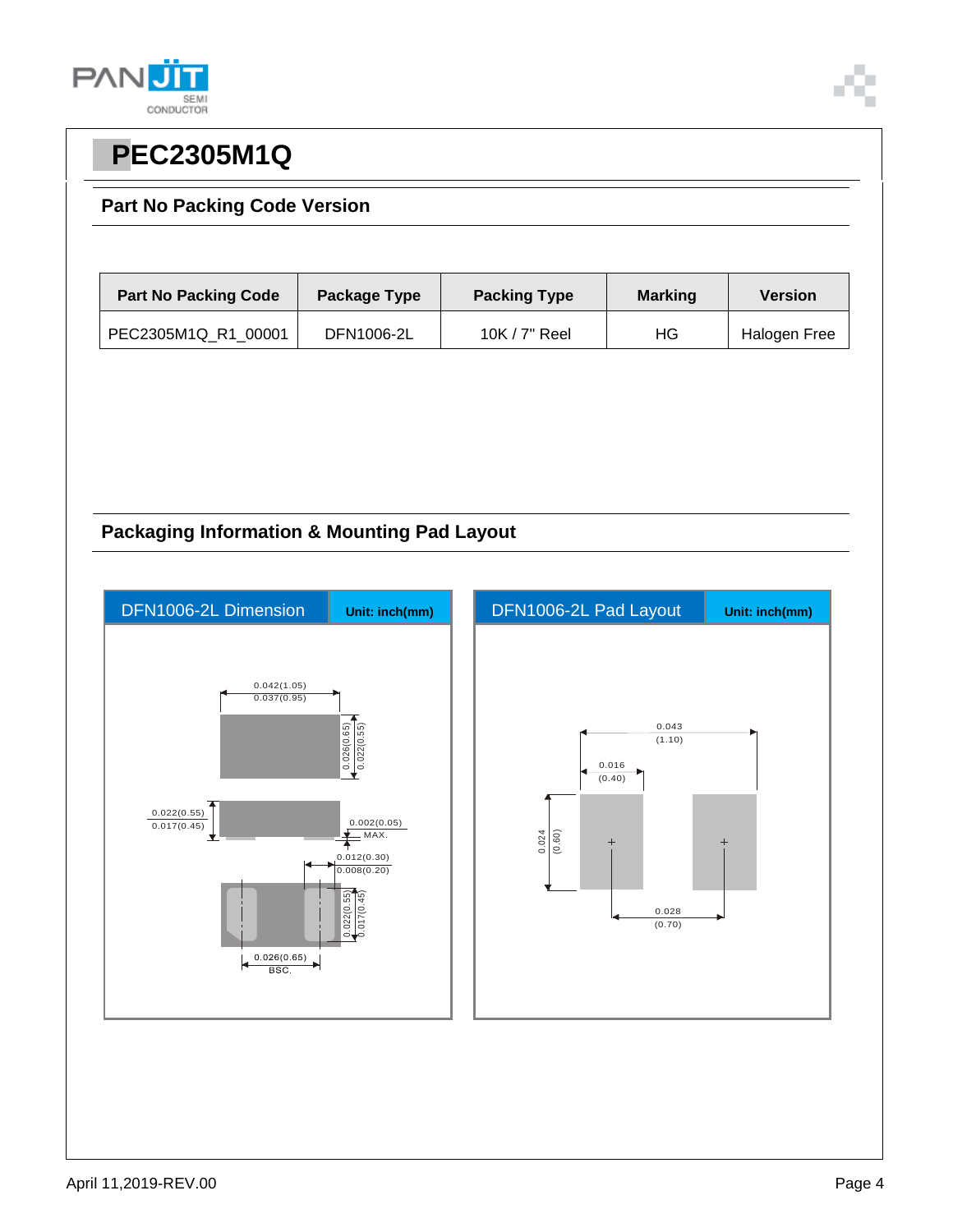# PEC2305M1Q

## Part No Packing Code Version

| Part No Packing Code | Package Type | Packing Type | Marking | Version |
|---|---|---|---|---|
| PEC2305M1Q_R1_00001 | DFN1006-2L | 10K / 7" Reel | HG | Halogen Free |

## Packaging Information & Mounting Pad Layout

| DFN1006-2L Dimension | Unit: inch(mm) |
|---|---|

0.042(1.05)
0.037(0.95)

0.026(0.65)
0.022(0.55)

0.022(0.55)
0.017(0.45)

0.002(0.05)
MAX.

0.012(0.30)
0.008(0.20)

0.022(0.55)
0.017(0.45)

0.026(0.65)
BSC.

| DFN1006-2L Pad Layout | Unit: inch(mm) |
|---|---|

0.043
(1.10)

0.016
(0.40)

0.024
(0.60)

0.028
(0.70)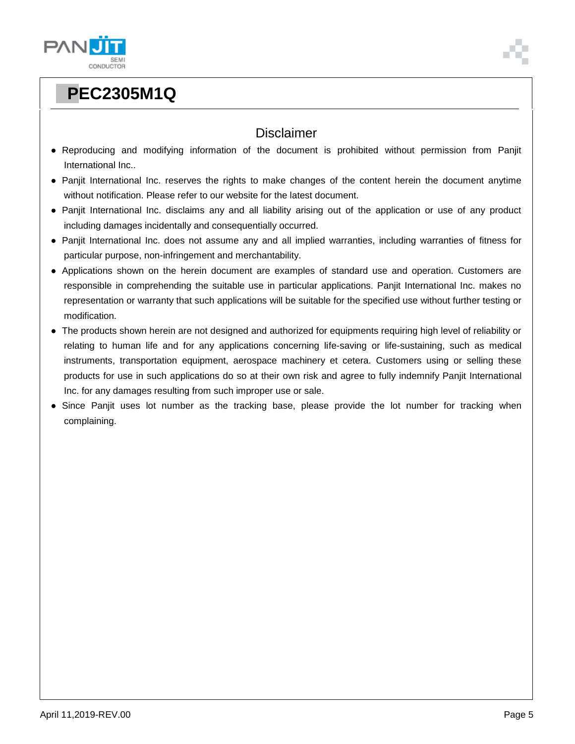# PEC2305M1Q

## Disclaimer

- Reproducing and modifying information of the document is prohibited without permission from Panjit International Inc..
- Panjit International Inc. reserves the rights to make changes of the content herein the document anytime without notification. Please refer to our website for the latest document.
- Panjit International Inc. disclaims any and all liability arising out of the application or use of any product including damages incidentally and consequentially occurred.
- Panjit International Inc. does not assume any and all implied warranties, including warranties of fitness for particular purpose, non-infringement and merchantability.
- Applications shown on the herein document are examples of standard use and operation. Customers are responsible in comprehending the suitable use in particular applications. Panjit International Inc. makes no representation or warranty that such applications will be suitable for the specified use without further testing or modification.
- The products shown herein are not designed and authorized for equipments requiring high level of reliability or relating to human life and for any applications concerning life-saving or life-sustaining, such as medical instruments, transportation equipment, aerospace machinery et cetera. Customers using or selling these products for use in such applications do so at their own risk and agree to fully indemnify Panjit International Inc. for any damages resulting from such improper use or sale.
- Since Panjit uses lot number as the tracking base, please provide the lot number for tracking when complaining.

April 11,2019-REV.00